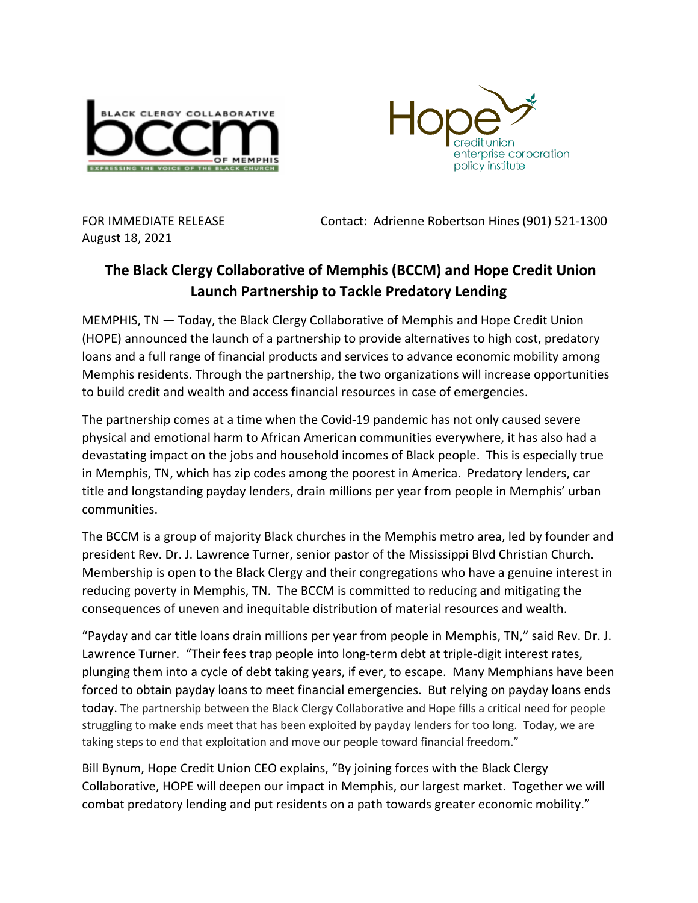FOR IMMEDIATE RELEASE
August 18, 2021

Contact: Adrienne Robertson Hines (901) 521-1300

## The Black Clergy Collaborative of Memphis (BCCM) and Hope Credit Union Launch Partnership to Tackle Predatory Lending

MEMPHIS, TN — Today, the Black Clergy Collaborative of Memphis and Hope Credit Union (HOPE) announced the launch of a partnership to provide alternatives to high cost, predatory loans and a full range of financial products and services to advance economic mobility among Memphis residents. Through the partnership, the two organizations will increase opportunities to build credit and wealth and access financial resources in case of emergencies.

The partnership comes at a time when the Covid-19 pandemic has not only caused severe physical and emotional harm to African American communities everywhere, it has also had a devastating impact on the jobs and household incomes of Black people. This is especially true in Memphis, TN, which has zip codes among the poorest in America. Predatory lenders, car title and longstanding payday lenders, drain millions per year from people in Memphis' urban communities.

The BCCM is a group of majority Black churches in the Memphis metro area, led by founder and president Rev. Dr. J. Lawrence Turner, senior pastor of the Mississippi Blvd Christian Church. Membership is open to the Black Clergy and their congregations who have a genuine interest in reducing poverty in Memphis, TN. The BCCM is committed to reducing and mitigating the consequences of uneven and inequitable distribution of material resources and wealth.

"Payday and car title loans drain millions per year from people in Memphis, TN," said Rev. Dr. J. Lawrence Turner. "Their fees trap people into long-term debt at triple-digit interest rates, plunging them into a cycle of debt taking years, if ever, to escape. Many Memphians have been forced to obtain payday loans to meet financial emergencies. But relying on payday loans ends today. The partnership between the Black Clergy Collaborative and Hope fills a critical need for people struggling to make ends meet that has been exploited by payday lenders for too long. Today, we are taking steps to end that exploitation and move our people toward financial freedom."

Bill Bynum, Hope Credit Union CEO explains, "By joining forces with the Black Clergy Collaborative, HOPE will deepen our impact in Memphis, our largest market. Together we will combat predatory lending and put residents on a path towards greater economic mobility."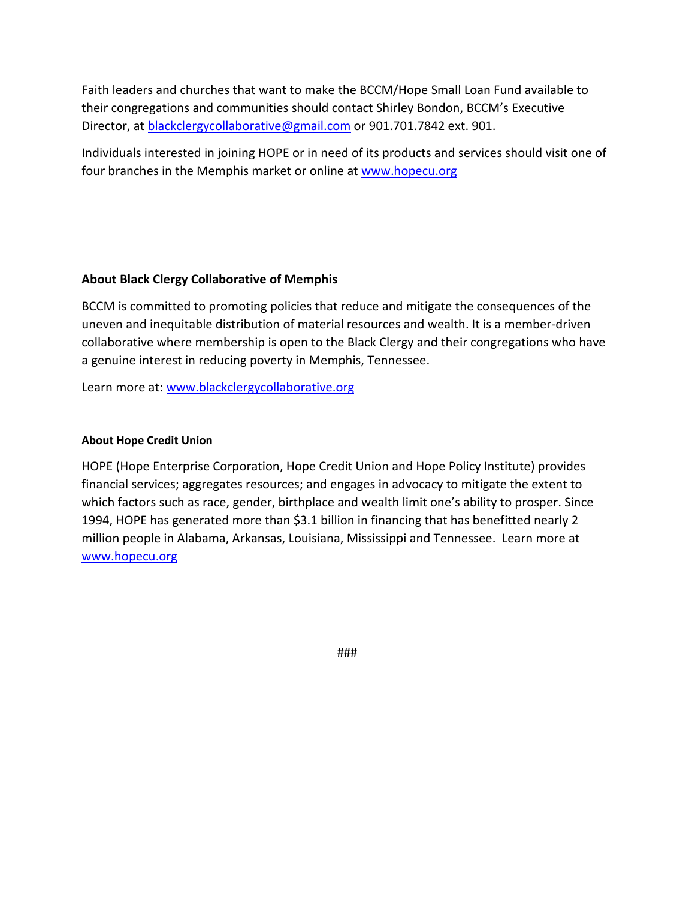Faith leaders and churches that want to make the BCCM/Hope Small Loan Fund available to their congregations and communities should contact Shirley Bondon, BCCM's Executive Director, at blackclergycollaborative@gmail.com or 901.701.7842 ext. 901.

Individuals interested in joining HOPE or in need of its products and services should visit one of four branches in the Memphis market or online at www.hopecu.org

**About Black Clergy Collaborative of Memphis**

BCCM is committed to promoting policies that reduce and mitigate the consequences of the uneven and inequitable distribution of material resources and wealth. It is a member-driven collaborative where membership is open to the Black Clergy and their congregations who have a genuine interest in reducing poverty in Memphis, Tennessee.

Learn more at: www.blackclergycollaborative.org

**About Hope Credit Union**

HOPE (Hope Enterprise Corporation, Hope Credit Union and Hope Policy Institute) provides financial services; aggregates resources; and engages in advocacy to mitigate the extent to which factors such as race, gender, birthplace and wealth limit one's ability to prosper. Since 1994, HOPE has generated more than $3.1 billion in financing that has benefitted nearly 2 million people in Alabama, Arkansas, Louisiana, Mississippi and Tennessee. Learn more at www.hopecu.org

###